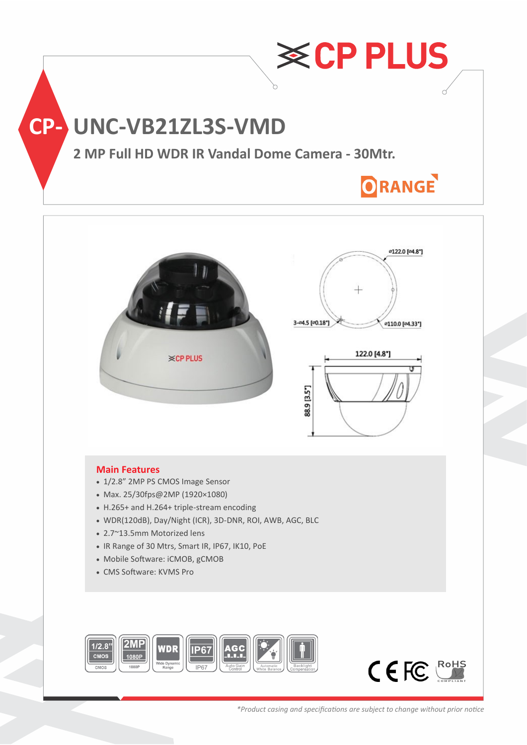# CP PLUS

## CP-UNC-VB21ZL3S-VMD

### 2 MP Full HD WDR IR Vandal Dome Camera - 30Mtr.

ORANGE

ø122.0 [ø4.8"]

3-ø4.5 [ø0.18"]

ø110.0 [ø4.33"]

122.0 [4.8"]

88.9 [3.5"]

### Main Features

- 1/2.8" 2MP PS CMOS Image Sensor
- Max. 25/30fps@2MP (1920×1080)
- H.265+ and H.264+ triple-stream encoding
- WDR(120dB), Day/Night (ICR), 3D-DNR, ROI, AWB, AGC, BLC
- 2.7~13.5mm Motorized lens
- IR Range of 30 Mtrs, Smart IR, IP67, IK10, PoE
- Mobile Software: iCMOB, gCMOB
- CMS Software: KVMS Pro

1/2.8" CMOS | 2MP 1080P | WDR Wide Dynamic Range | IP67 | AGC Auto Gain Control | Automatic White Balance | Backlight Compensation

CE FC RoHS COMPLIANT

*Product casing and specifications are subject to change without prior notice*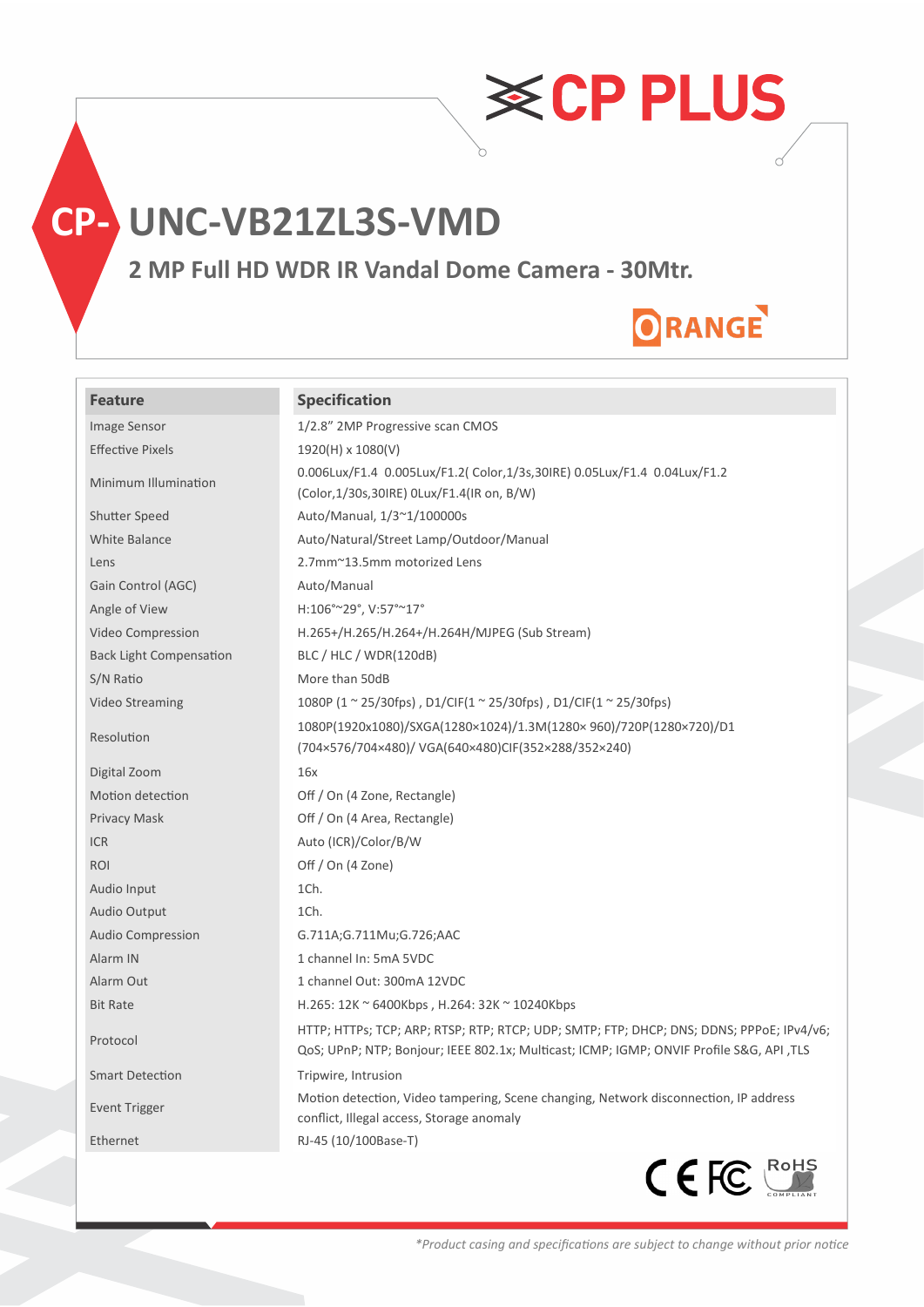# CP-UNC-VB21ZL3S-VMD

## 2 MP Full HD WDR IR Vandal Dome Camera - 30Mtr.

ORANGE

| Feature | Specification |
|---|---|
| Image Sensor | 1/2.8" 2MP Progressive scan CMOS |
| Effective Pixels | 1920(H) x 1080(V) |
| Minimum Illumination | 0.006Lux/F1.4 0.005Lux/F1.2( Color,1/3s,30IRE) 0.05Lux/F1.4 0.04Lux/F1.2 (Color,1/30s,30IRE) 0Lux/F1.4(IR on, B/W) |
| Shutter Speed | Auto/Manual, 1/3~1/100000s |
| White Balance | Auto/Natural/Street Lamp/Outdoor/Manual |
| Lens | 2.7mm~13.5mm motorized Lens |
| Gain Control (AGC) | Auto/Manual |
| Angle of View | H:106°~29°, V:57°~17° |
| Video Compression | H.265+/H.265/H.264+/H.264H/MJPEG (Sub Stream) |
| Back Light Compensation | BLC / HLC / WDR(120dB) |
| S/N Ratio | More than 50dB |
| Video Streaming | 1080P (1 ~ 25/30fps) , D1/CIF(1 ~ 25/30fps) , D1/CIF(1 ~ 25/30fps) |
| Resolution | 1080P(1920x1080)/SXGA(1280×1024)/1.3M(1280× 960)/720P(1280×720)/D1 (704×576/704×480)/ VGA(640×480)CIF(352×288/352×240) |
| Digital Zoom | 16x |
| Motion detection | Off / On (4 Zone, Rectangle) |
| Privacy Mask | Off / On (4 Area, Rectangle) |
| ICR | Auto (ICR)/Color/B/W |
| ROI | Off / On (4 Zone) |
| Audio Input | 1Ch. |
| Audio Output | 1Ch. |
| Audio Compression | G.711A;G.711Mu;G.726;AAC |
| Alarm IN | 1 channel In: 5mA 5VDC |
| Alarm Out | 1 channel Out: 300mA 12VDC |
| Bit Rate | H.265: 12K ~ 6400Kbps , H.264: 32K ~ 10240Kbps |
| Protocol | HTTP; HTTPs; TCP; ARP; RTSP; RTP; RTCP; UDP; SMTP; FTP; DHCP; DNS; DDNS; PPPoE; IPv4/v6; QoS; UPnP; NTP; Bonjour; IEEE 802.1x; Multicast; ICMP; IGMP; ONVIF Profile S&G, API ,TLS |
| Smart Detection | Tripwire, Intrusion |
| Event Trigger | Motion detection, Video tampering, Scene changing, Network disconnection, IP address conflict, Illegal access, Storage anomaly |
| Ethernet | RJ-45 (10/100Base-T) |

CE FC RoHS COMPLIANT

*Product casing and specifications are subject to change without prior notice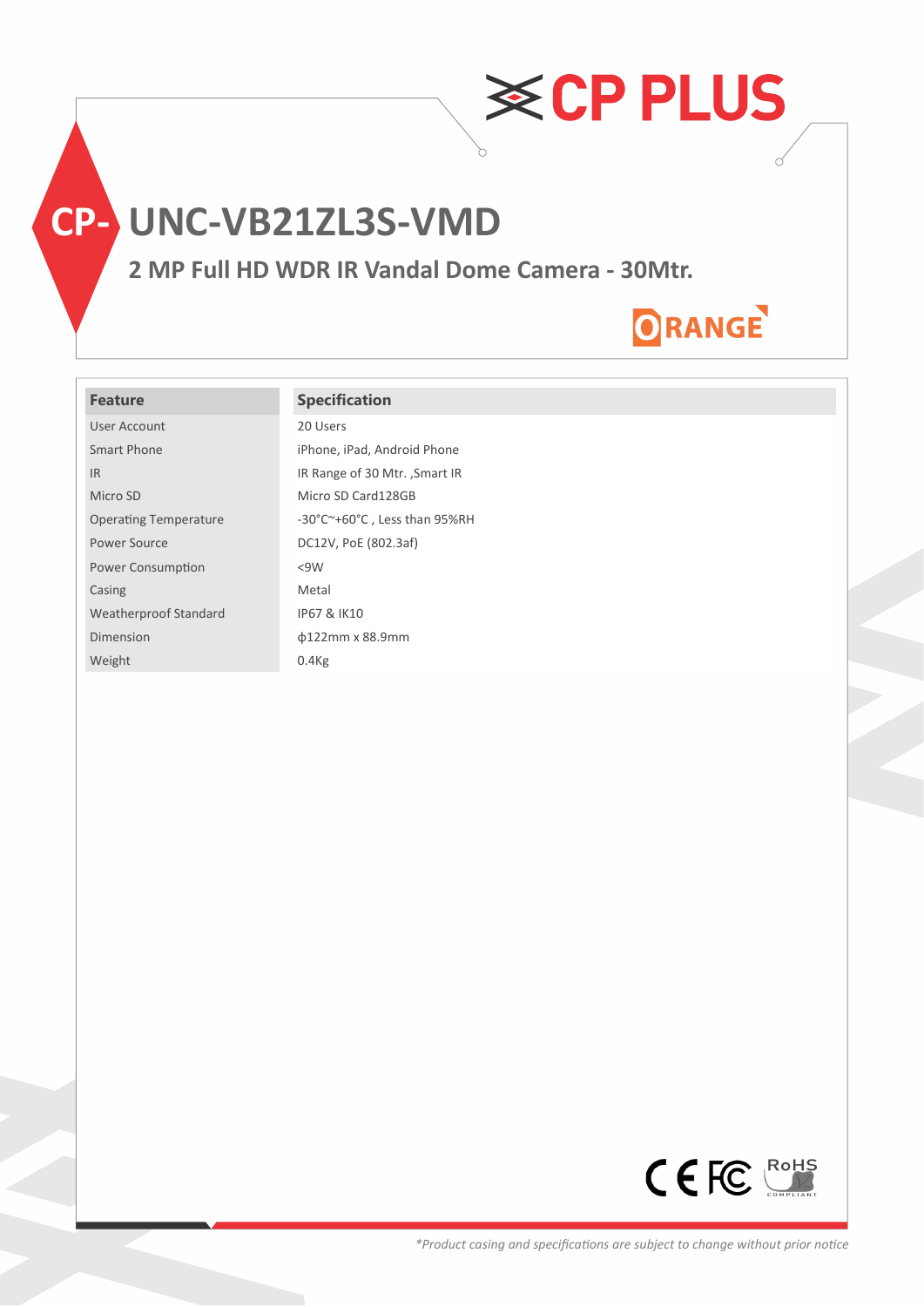# CP-UNC-VB21ZL3S-VMD

## 2 MP Full HD WDR IR Vandal Dome Camera - 30Mtr.

| Feature | Specification |
|---|---|
| User Account | 20 Users |
| Smart Phone | iPhone, iPad, Android Phone |
| IR | IR Range of 30 Mtr. ,Smart IR |
| Micro SD | Micro SD Card128GB |
| Operating Temperature | -30°C~+60°C , Less than 95%RH |
| Power Source | DC12V, PoE (802.3af) |
| Power Consumption | <9W |
| Casing | Metal |
| Weatherproof Standard | IP67 & IK10 |
| Dimension | ϕ122mm x 88.9mm |
| Weight | 0.4Kg |

*\*Product casing and specifications are subject to change without prior notice*